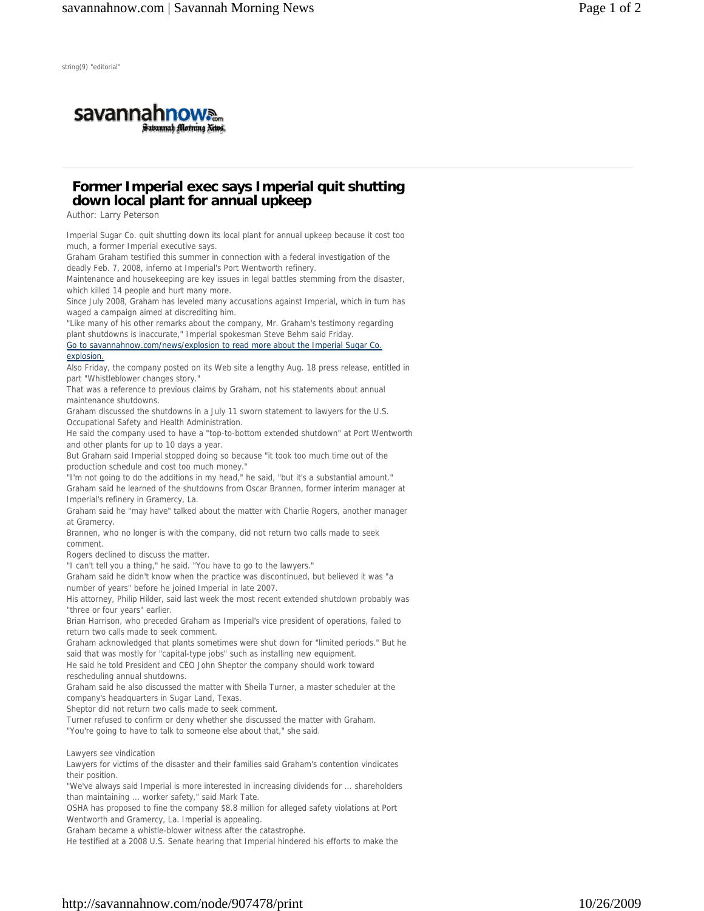string(9) "editorial"

# Former Imperial exec says Imperial quit shutting down local plant for annual upkeep

Author: Larry Peterson

Imperial Sugar Co. quit shutting down its local plant for annual upkeep because it cost too much, a former Imperial executive says.

Graham Graham testified this summer in connection with a federal investigation of the deadly Feb. 7, 2008, inferno at Imperial's Port Wentworth refinery.

Maintenance and housekeeping are key issues in legal battles stemming from the disaster, which killed 14 people and hurt many more.

Since July 2008, Graham has leveled many accusations against Imperial, which in turn has waged a campaign aimed at discrediting him.

"Like many of his other remarks about the company, Mr. Graham's testimony regarding plant shutdowns is inaccurate," Imperial spokesman Steve Behm said Friday.

Go to savannahnow.com/news/explosion to read more about the Imperial Sugar Co. explosion.

Also Friday, the company posted on its Web site a lengthy Aug. 18 press release, entitled in part "Whistleblower changes story."

That was a reference to previous claims by Graham, not his statements about annual maintenance shutdowns.

Graham discussed the shutdowns in a July 11 sworn statement to lawyers for the U.S. Occupational Safety and Health Administration.

He said the company used to have a "top-to-bottom extended shutdown" at Port Wentworth and other plants for up to 10 days a year.

But Graham said Imperial stopped doing so because "it took too much time out of the production schedule and cost too much money."

"I'm not going to do the additions in my head," he said, "but it's a substantial amount."

Graham said he learned of the shutdowns from Oscar Brannen, former interim manager at Imperial's refinery in Gramercy, La.

Graham said he "may have" talked about the matter with Charlie Rogers, another manager at Gramercy.

Brannen, who no longer is with the company, did not return two calls made to seek comment.

Rogers declined to discuss the matter.

"I can't tell you a thing," he said. "You have to go to the lawyers."

Graham said he didn't know when the practice was discontinued, but believed it was "a number of years" before he joined Imperial in late 2007.

His attorney, Philip Hilder, said last week the most recent extended shutdown probably was "three or four years" earlier.

Brian Harrison, who preceded Graham as Imperial's vice president of operations, failed to return two calls made to seek comment.

Graham acknowledged that plants sometimes were shut down for "limited periods." But he said that was mostly for "capital-type jobs" such as installing new equipment.

He said he told President and CEO John Sheptor the company should work toward rescheduling annual shutdowns.

Graham said he also discussed the matter with Sheila Turner, a master scheduler at the company's headquarters in Sugar Land, Texas.

Sheptor did not return two calls made to seek comment.

Turner refused to confirm or deny whether she discussed the matter with Graham.

"You're going to have to talk to someone else about that," she said.

## Lawyers see vindication

Lawyers for victims of the disaster and their families said Graham's contention vindicates their position.

"We've always said Imperial is more interested in increasing dividends for ... shareholders than maintaining ... worker safety," said Mark Tate.

OSHA has proposed to fine the company $8.8 million for alleged safety violations at Port Wentworth and Gramercy, La. Imperial is appealing.

Graham became a whistle-blower witness after the catastrophe.

He testified at a 2008 U.S. Senate hearing that Imperial hindered his efforts to make the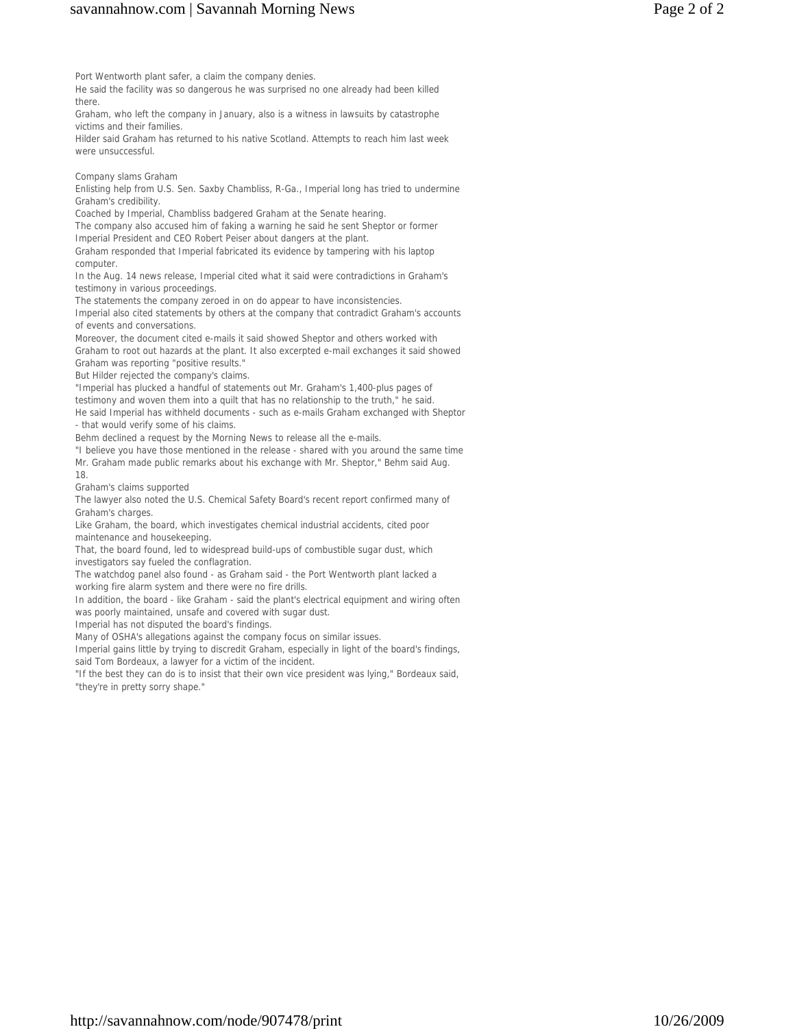Port Wentworth plant safer, a claim the company denies.

He said the facility was so dangerous he was surprised no one already had been killed there.

Graham, who left the company in January, also is a witness in lawsuits by catastrophe victims and their families.

Hilder said Graham has returned to his native Scotland. Attempts to reach him last week were unsuccessful.

## Company slams Graham

Enlisting help from U.S. Sen. Saxby Chambliss, R-Ga., Imperial long has tried to undermine Graham's credibility.

Coached by Imperial, Chambliss badgered Graham at the Senate hearing.

The company also accused him of faking a warning he said he sent Sheptor or former Imperial President and CEO Robert Peiser about dangers at the plant.

Graham responded that Imperial fabricated its evidence by tampering with his laptop computer.

In the Aug. 14 news release, Imperial cited what it said were contradictions in Graham's testimony in various proceedings.

The statements the company zeroed in on do appear to have inconsistencies.

Imperial also cited statements by others at the company that contradict Graham's accounts of events and conversations.

Moreover, the document cited e-mails it said showed Sheptor and others worked with Graham to root out hazards at the plant. It also excerpted e-mail exchanges it said showed Graham was reporting "positive results."

But Hilder rejected the company's claims.

"Imperial has plucked a handful of statements out Mr. Graham's 1,400-plus pages of testimony and woven them into a quilt that has no relationship to the truth," he said.

He said Imperial has withheld documents - such as e-mails Graham exchanged with Sheptor - that would verify some of his claims.

Behm declined a request by the Morning News to release all the e-mails.

"I believe you have those mentioned in the release - shared with you around the same time Mr. Graham made public remarks about his exchange with Mr. Sheptor," Behm said Aug. 18.

## Graham's claims supported

The lawyer also noted the U.S. Chemical Safety Board's recent report confirmed many of Graham's charges.

Like Graham, the board, which investigates chemical industrial accidents, cited poor maintenance and housekeeping.

That, the board found, led to widespread build-ups of combustible sugar dust, which investigators say fueled the conflagration.

The watchdog panel also found - as Graham said - the Port Wentworth plant lacked a working fire alarm system and there were no fire drills.

In addition, the board - like Graham - said the plant's electrical equipment and wiring often was poorly maintained, unsafe and covered with sugar dust.

Imperial has not disputed the board's findings.

Many of OSHA's allegations against the company focus on similar issues.

Imperial gains little by trying to discredit Graham, especially in light of the board's findings, said Tom Bordeaux, a lawyer for a victim of the incident.

"If the best they can do is to insist that their own vice president was lying," Bordeaux said, "they're in pretty sorry shape."